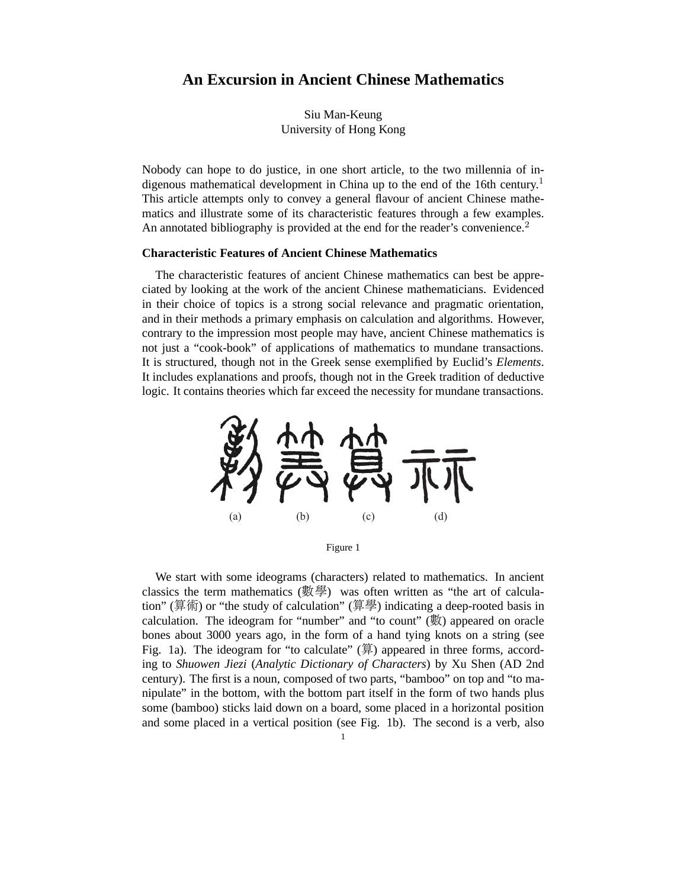# An Excursion in Ancient Chinese Mathematics

Siu Man-Keung
University of Hong Kong

Nobody can hope to do justice, in one short article, to the two millennia of indigenous mathematical development in China up to the end of the 16th century.[1] This article attempts only to convey a general flavour of ancient Chinese mathematics and illustrate some of its characteristic features through a few examples. An annotated bibliography is provided at the end for the reader's convenience.[2]

### Characteristic Features of Ancient Chinese Mathematics

The characteristic features of ancient Chinese mathematics can best be appreciated by looking at the work of the ancient Chinese mathematicians. Evidenced in their choice of topics is a strong social relevance and pragmatic orientation, and in their methods a primary emphasis on calculation and algorithms. However, contrary to the impression most people may have, ancient Chinese mathematics is not just a "cook-book" of applications of mathematics to mundane transactions. It is structured, though not in the Greek sense exemplified by Euclid's *Elements*. It includes explanations and proofs, though not in the Greek tradition of deductive logic. It contains theories which far exceed the necessity for mundane transactions.

(a) (b) (c) (d)

Figure 1

We start with some ideograms (characters) related to mathematics. In ancient classics the term mathematics (數學) was often written as "the art of calculation" (算術) or "the study of calculation" (算學) indicating a deep-rooted basis in calculation. The ideogram for "number" and "to count" (數) appeared on oracle bones about 3000 years ago, in the form of a hand tying knots on a string (see Fig. 1a). The ideogram for "to calculate" (算) appeared in three forms, according to *Shuowen Jiezi* (*Analytic Dictionary of Characters*) by Xu Shen (AD 2nd century). The first is a noun, composed of two parts, "bamboo" on top and "to manipulate" in the bottom, with the bottom part itself in the form of two hands plus some (bamboo) sticks laid down on a board, some placed in a horizontal position and some placed in a vertical position (see Fig. 1b). The second is a verb, also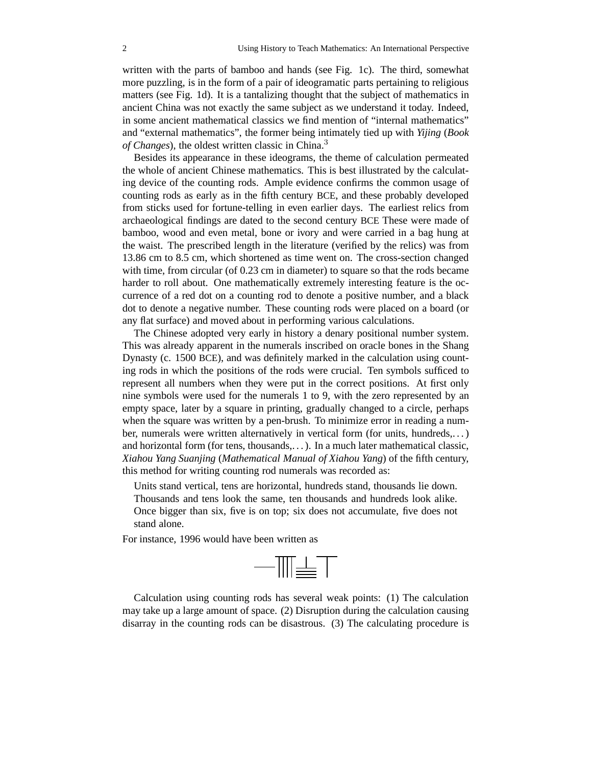written with the parts of bamboo and hands (see Fig. 1c). The third, somewhat more puzzling, is in the form of a pair of ideogramatic parts pertaining to religious matters (see Fig. 1d). It is a tantalizing thought that the subject of mathematics in ancient China was not exactly the same subject as we understand it today. Indeed, in some ancient mathematical classics we find mention of "internal mathematics" and "external mathematics", the former being intimately tied up with *Yijing* (*Book of Changes*), the oldest written classic in China.[3]

Besides its appearance in these ideograms, the theme of calculation permeated the whole of ancient Chinese mathematics. This is best illustrated by the calculating device of the counting rods. Ample evidence confirms the common usage of counting rods as early as in the fifth century BCE, and these probably developed from sticks used for fortune-telling in even earlier days. The earliest relics from archaeological findings are dated to the second century BCE These were made of bamboo, wood and even metal, bone or ivory and were carried in a bag hung at the waist. The prescribed length in the literature (verified by the relics) was from 13.86 cm to 8.5 cm, which shortened as time went on. The cross-section changed with time, from circular (of 0.23 cm in diameter) to square so that the rods became harder to roll about. One mathematically extremely interesting feature is the occurrence of a red dot on a counting rod to denote a positive number, and a black dot to denote a negative number. These counting rods were placed on a board (or any flat surface) and moved about in performing various calculations.

The Chinese adopted very early in history a denary positional number system. This was already apparent in the numerals inscribed on oracle bones in the Shang Dynasty (c. 1500 BCE), and was definitely marked in the calculation using counting rods in which the positions of the rods were crucial. Ten symbols sufficed to represent all numbers when they were put in the correct positions. At first only nine symbols were used for the numerals 1 to 9, with the zero represented by an empty space, later by a square in printing, gradually changed to a circle, perhaps when the square was written by a pen-brush. To minimize error in reading a number, numerals were written alternatively in vertical form (for units, hundreds,...) and horizontal form (for tens, thousands,...). In a much later mathematical classic, *Xiahou Yang Suanjing* (*Mathematical Manual of Xiahou Yang*) of the fifth century, this method for writing counting rod numerals was recorded as:

> Units stand vertical, tens are horizontal, hundreds stand, thousands lie down. Thousands and tens look the same, ten thousands and hundreds look alike. Once bigger than six, five is on top; six does not accumulate, five does not stand alone.

For instance, 1996 would have been written as

𝍩𝍨𝍱𝍥

Calculation using counting rods has several weak points: (1) The calculation may take up a large amount of space. (2) Disruption during the calculation causing disarray in the counting rods can be disastrous. (3) The calculating procedure is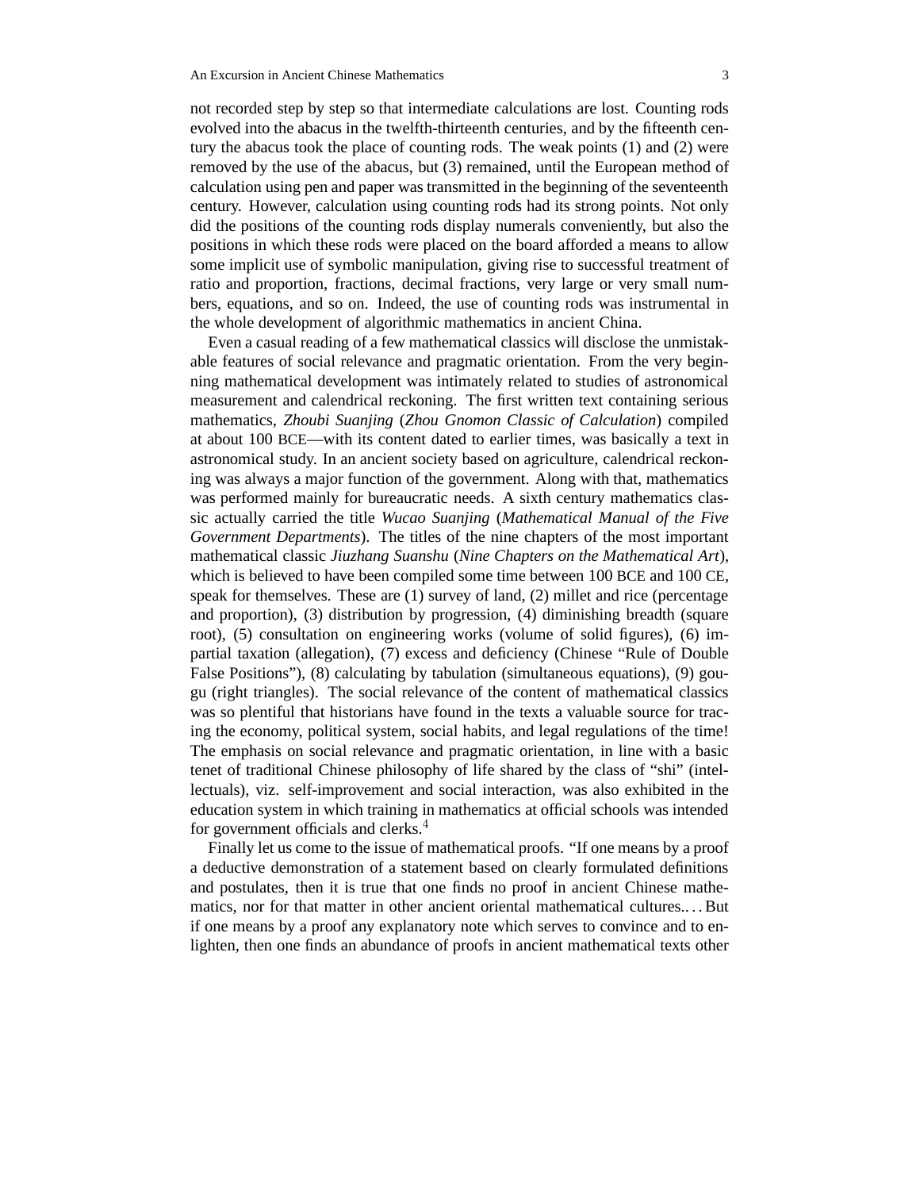not recorded step by step so that intermediate calculations are lost. Counting rods evolved into the abacus in the twelfth-thirteenth centuries, and by the fifteenth century the abacus took the place of counting rods. The weak points (1) and (2) were removed by the use of the abacus, but (3) remained, until the European method of calculation using pen and paper was transmitted in the beginning of the seventeenth century. However, calculation using counting rods had its strong points. Not only did the positions of the counting rods display numerals conveniently, but also the positions in which these rods were placed on the board afforded a means to allow some implicit use of symbolic manipulation, giving rise to successful treatment of ratio and proportion, fractions, decimal fractions, very large or very small numbers, equations, and so on. Indeed, the use of counting rods was instrumental in the whole development of algorithmic mathematics in ancient China.

Even a casual reading of a few mathematical classics will disclose the unmistakable features of social relevance and pragmatic orientation. From the very beginning mathematical development was intimately related to studies of astronomical measurement and calendrical reckoning. The first written text containing serious mathematics, *Zhoubi Suanjing* (*Zhou Gnomon Classic of Calculation*) compiled at about 100 BCE—with its content dated to earlier times, was basically a text in astronomical study. In an ancient society based on agriculture, calendrical reckoning was always a major function of the government. Along with that, mathematics was performed mainly for bureaucratic needs. A sixth century mathematics classic actually carried the title *Wucao Suanjing* (*Mathematical Manual of the Five Government Departments*). The titles of the nine chapters of the most important mathematical classic *Jiuzhang Suanshu* (*Nine Chapters on the Mathematical Art*), which is believed to have been compiled some time between 100 BCE and 100 CE, speak for themselves. These are (1) survey of land, (2) millet and rice (percentage and proportion), (3) distribution by progression, (4) diminishing breadth (square root), (5) consultation on engineering works (volume of solid figures), (6) impartial taxation (allegation), (7) excess and deficiency (Chinese "Rule of Double False Positions"), (8) calculating by tabulation (simultaneous equations), (9) gou-gu (right triangles). The social relevance of the content of mathematical classics was so plentiful that historians have found in the texts a valuable source for tracing the economy, political system, social habits, and legal regulations of the time! The emphasis on social relevance and pragmatic orientation, in line with a basic tenet of traditional Chinese philosophy of life shared by the class of "shi" (intellectuals), viz. self-improvement and social interaction, was also exhibited in the education system in which training in mathematics at official schools was intended for government officials and clerks.[4]

Finally let us come to the issue of mathematical proofs. "If one means by a proof a deductive demonstration of a statement based on clearly formulated definitions and postulates, then it is true that one finds no proof in ancient Chinese mathematics, nor for that matter in other ancient oriental mathematical cultures.... But if one means by a proof any explanatory note which serves to convince and to enlighten, then one finds an abundance of proofs in ancient mathematical texts other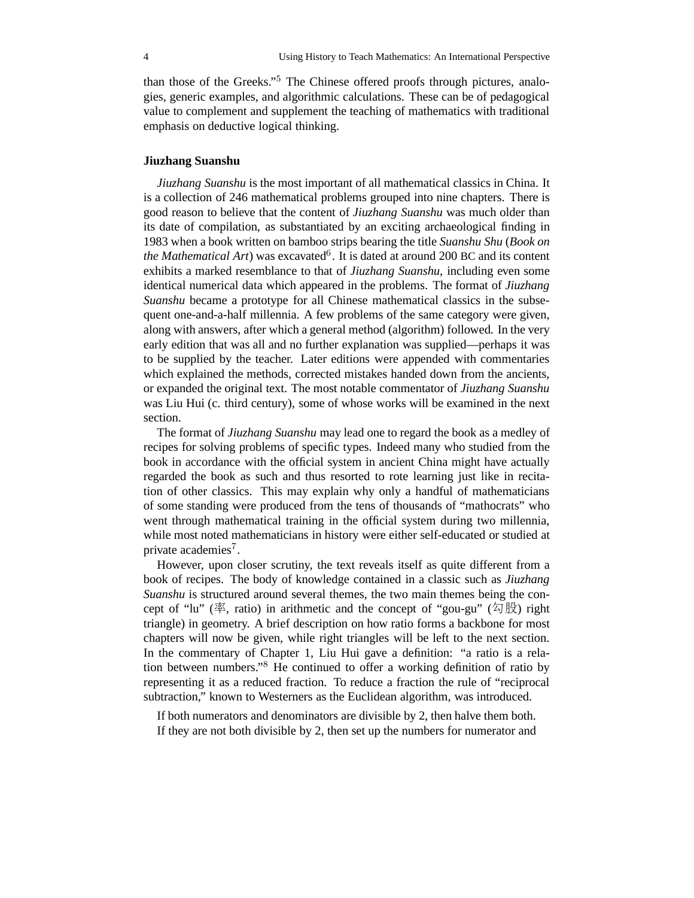than those of the Greeks."[5] The Chinese offered proofs through pictures, analogies, generic examples, and algorithmic calculations. These can be of pedagogical value to complement and supplement the teaching of mathematics with traditional emphasis on deductive logical thinking.

**Jiuzhang Suanshu**

*Jiuzhang Suanshu* is the most important of all mathematical classics in China. It is a collection of 246 mathematical problems grouped into nine chapters. There is good reason to believe that the content of *Jiuzhang Suanshu* was much older than its date of compilation, as substantiated by an exciting archaeological finding in 1983 when a book written on bamboo strips bearing the title *Suanshu Shu* (*Book on the Mathematical Art*) was excavated[6]. It is dated at around 200 BC and its content exhibits a marked resemblance to that of *Jiuzhang Suanshu*, including even some identical numerical data which appeared in the problems. The format of *Jiuzhang Suanshu* became a prototype for all Chinese mathematical classics in the subsequent one-and-a-half millennia. A few problems of the same category were given, along with answers, after which a general method (algorithm) followed. In the very early edition that was all and no further explanation was supplied—perhaps it was to be supplied by the teacher. Later editions were appended with commentaries which explained the methods, corrected mistakes handed down from the ancients, or expanded the original text. The most notable commentator of *Jiuzhang Suanshu* was Liu Hui (c. third century), some of whose works will be examined in the next section.

The format of *Jiuzhang Suanshu* may lead one to regard the book as a medley of recipes for solving problems of specific types. Indeed many who studied from the book in accordance with the official system in ancient China might have actually regarded the book as such and thus resorted to rote learning just like in recitation of other classics. This may explain why only a handful of mathematicians of some standing were produced from the tens of thousands of "mathocrats" who went through mathematical training in the official system during two millennia, while most noted mathematicians in history were either self-educated or studied at private academies[7].

However, upon closer scrutiny, the text reveals itself as quite different from a book of recipes. The body of knowledge contained in a classic such as *Jiuzhang Suanshu* is structured around several themes, the two main themes being the concept of "lu" (率, ratio) in arithmetic and the concept of "gou-gu" (勾股) right triangle) in geometry. A brief description on how ratio forms a backbone for most chapters will now be given, while right triangles will be left to the next section. In the commentary of Chapter 1, Liu Hui gave a definition: "a ratio is a relation between numbers."[8] He continued to offer a working definition of ratio by representing it as a reduced fraction. To reduce a fraction the rule of "reciprocal subtraction," known to Westerners as the Euclidean algorithm, was introduced.

If both numerators and denominators are divisible by 2, then halve them both. If they are not both divisible by 2, then set up the numbers for numerator and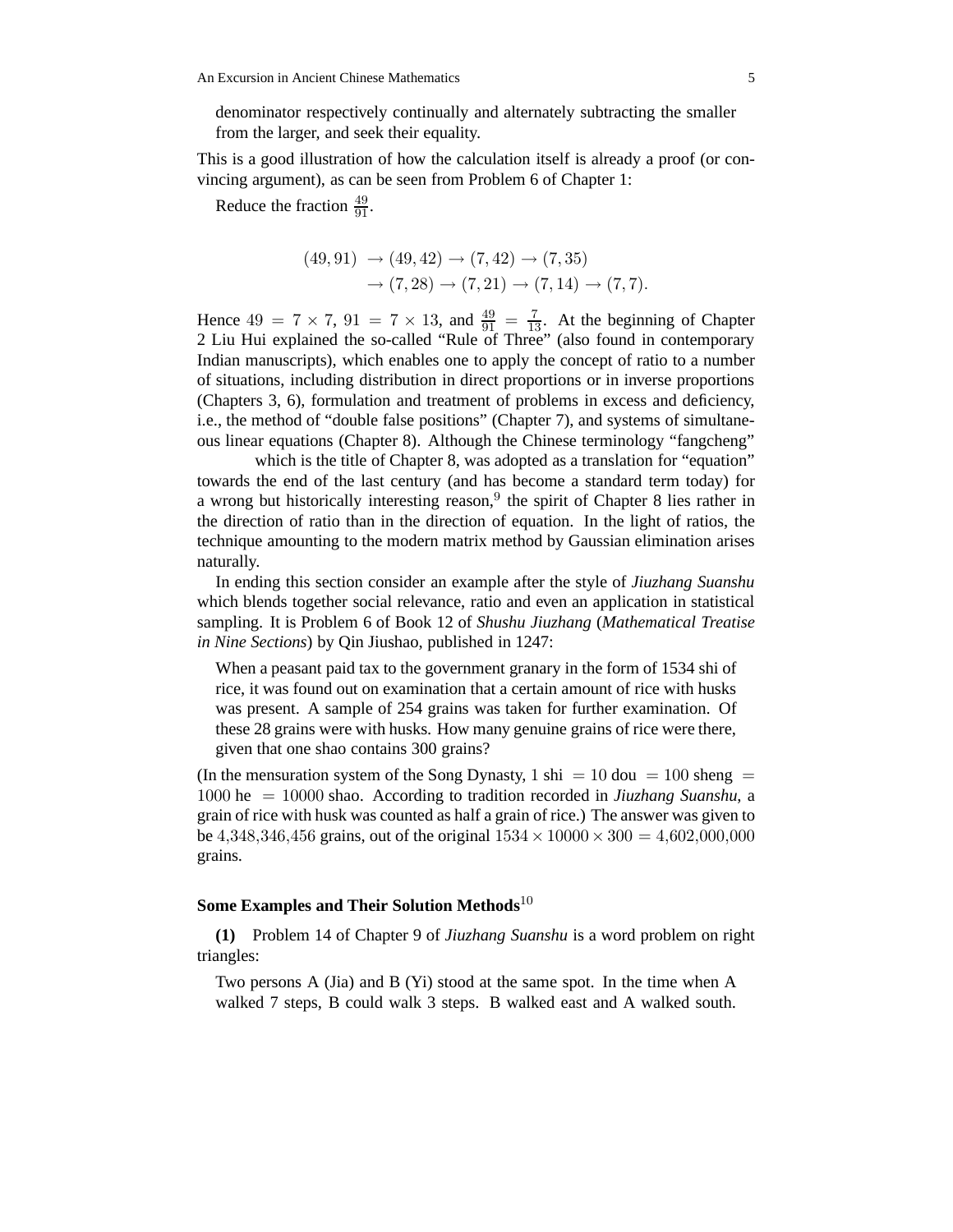denominator respectively continually and alternately subtracting the smaller from the larger, and seek their equality.

This is a good illustration of how the calculation itself is already a proof (or convincing argument), as can be seen from Problem 6 of Chapter 1:

> Reduce the fraction $\frac{49}{91}$.

$$
\begin{aligned}
(49,91) &\to (49,42) \to (7,42) \to (7,35) \\
&\to (7,28) \to (7,21) \to (7,14) \to (7,7).
\end{aligned}
$$

Hence $49 = 7 \times 7$, $91 = 7 \times 13$, and $\frac{49}{91} = \frac{7}{13}$. At the beginning of Chapter 2 Liu Hui explained the so-called "Rule of Three" (also found in contemporary Indian manuscripts), which enables one to apply the concept of ratio to a number of situations, including distribution in direct proportions or in inverse proportions (Chapters 3, 6), formulation and treatment of problems in excess and deficiency, i.e., the method of "double false positions" (Chapter 7), and systems of simultaneous linear equations (Chapter 8). Although the Chinese terminology "fangcheng" which is the title of Chapter 8, was adopted as a translation for "equation" towards the end of the last century (and has become a standard term today) for a wrong but historically interesting reason,[9] the spirit of Chapter 8 lies rather in the direction of ratio than in the direction of equation. In the light of ratios, the technique amounting to the modern matrix method by Gaussian elimination arises naturally.

In ending this section consider an example after the style of *Jiuzhang Suanshu* which blends together social relevance, ratio and even an application in statistical sampling. It is Problem 6 of Book 12 of *Shushu Jiuzhang* (*Mathematical Treatise in Nine Sections*) by Qin Jiushao, published in 1247:

> When a peasant paid tax to the government granary in the form of 1534 shi of rice, it was found out on examination that a certain amount of rice with husks was present. A sample of 254 grains was taken for further examination. Of these 28 grains were with husks. How many genuine grains of rice were there, given that one shao contains 300 grains?

(In the mensuration system of the Song Dynasty, 1 shi $= 10$ dou $= 100$ sheng $= 1000$ he $= 10000$ shao. According to tradition recorded in *Jiuzhang Suanshu*, a grain of rice with husk was counted as half a grain of rice.) The answer was given to be $4{,}348{,}346{,}456$ grains, out of the original $1534 \times 10000 \times 300 = 4{,}602{,}000{,}000$ grains.

### Some Examples and Their Solution Methods[10]

**(1)** Problem 14 of Chapter 9 of *Jiuzhang Suanshu* is a word problem on right triangles:

> Two persons A (Jia) and B (Yi) stood at the same spot. In the time when A walked 7 steps, B could walk 3 steps. B walked east and A walked south.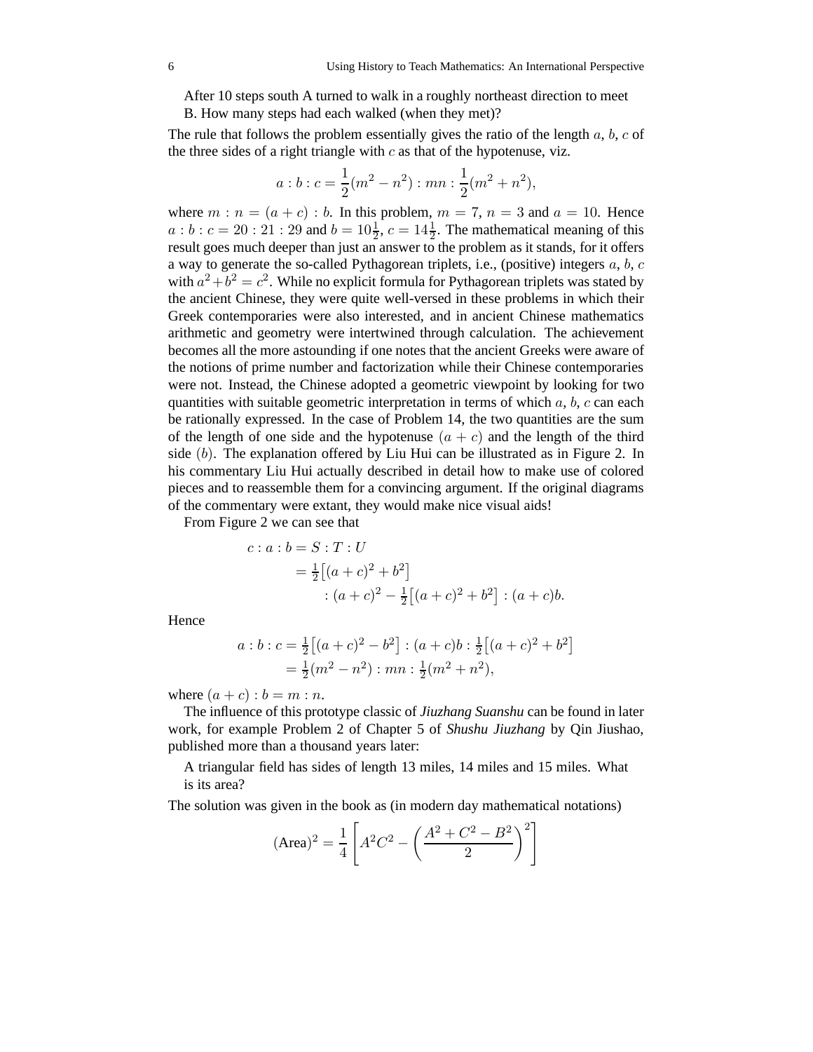> After 10 steps south A turned to walk in a roughly northeast direction to meet B. How many steps had each walked (when they met)?

The rule that follows the problem essentially gives the ratio of the length $a$, $b$, $c$ of the three sides of a right triangle with $c$ as that of the hypotenuse, viz.

$$a : b : c = \frac{1}{2}(m^2 - n^2) : mn : \frac{1}{2}(m^2 + n^2),$$

where $m : n = (a + c) : b$. In this problem, $m = 7$, $n = 3$ and $a = 10$. Hence $a : b : c = 20 : 21 : 29$ and $b = 10\frac{1}{2}$, $c = 14\frac{1}{2}$. The mathematical meaning of this result goes much deeper than just an answer to the problem as it stands, for it offers a way to generate the so-called Pythagorean triplets, i.e., (positive) integers $a$, $b$, $c$ with $a^2 + b^2 = c^2$. While no explicit formula for Pythagorean triplets was stated by the ancient Chinese, they were quite well-versed in these problems in which their Greek contemporaries were also interested, and in ancient Chinese mathematics arithmetic and geometry were intertwined through calculation. The achievement becomes all the more astounding if one notes that the ancient Greeks were aware of the notions of prime number and factorization while their Chinese contemporaries were not. Instead, the Chinese adopted a geometric viewpoint by looking for two quantities with suitable geometric interpretation in terms of which $a$, $b$, $c$ can each be rationally expressed. In the case of Problem 14, the two quantities are the sum of the length of one side and the hypotenuse $(a + c)$ and the length of the third side $(b)$. The explanation offered by Liu Hui can be illustrated as in Figure 2. In his commentary Liu Hui actually described in detail how to make use of colored pieces and to reassemble them for a convincing argument. If the original diagrams of the commentary were extant, they would make nice visual aids!

From Figure 2 we can see that

$$\begin{aligned}
c : a : b &= S : T : U \\
&= \tfrac{1}{2}\big[(a+c)^2 + b^2\big] \\
&\qquad : (a+c)^2 - \tfrac{1}{2}\big[(a+c)^2 + b^2\big] : (a+c)b.
\end{aligned}$$

Hence

$$\begin{aligned}
a : b : c &= \tfrac{1}{2}\big[(a+c)^2 - b^2\big] : (a+c)b : \tfrac{1}{2}\big[(a+c)^2 + b^2\big] \\
&= \tfrac{1}{2}(m^2 - n^2) : mn : \tfrac{1}{2}(m^2 + n^2),
\end{aligned}$$

where $(a + c) : b = m : n$.

The influence of this prototype classic of *Jiuzhang Suanshu* can be found in later work, for example Problem 2 of Chapter 5 of *Shushu Jiuzhang* by Qin Jiushao, published more than a thousand years later:

> A triangular field has sides of length 13 miles, 14 miles and 15 miles. What is its area?

The solution was given in the book as (in modern day mathematical notations)

$$(\text{Area})^2 = \frac{1}{4}\left[A^2C^2 - \left(\frac{A^2 + C^2 - B^2}{2}\right)^2\right]$$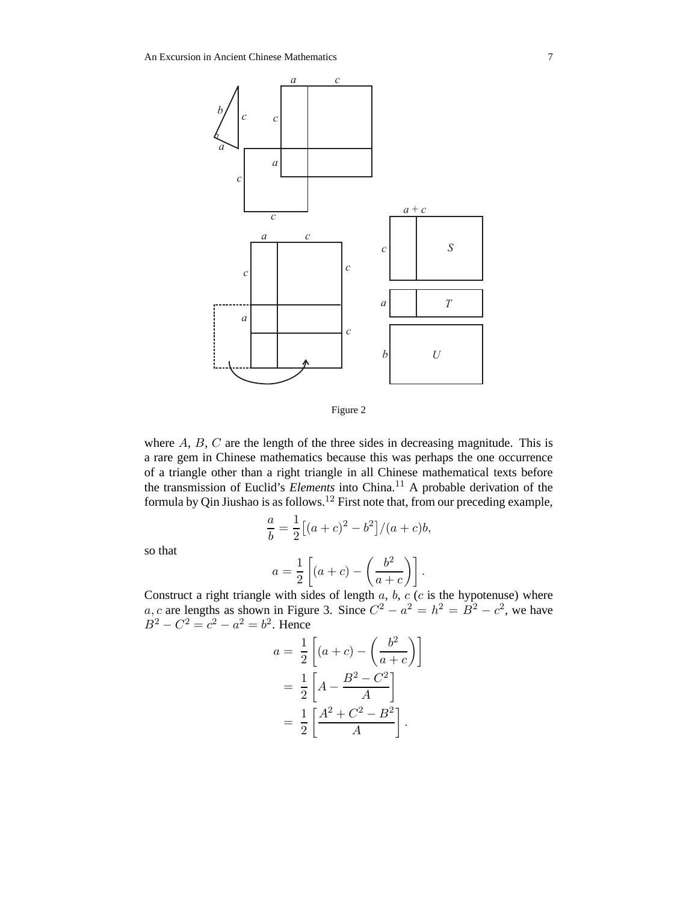Figure 2

where $A$, $B$, $C$ are the length of the three sides in decreasing magnitude. This is a rare gem in Chinese mathematics because this was perhaps the one occurrence of a triangle other than a right triangle in all Chinese mathematical texts before the transmission of Euclid's *Elements* into China.[11] A probable derivation of the formula by Qin Jiushao is as follows.[12] First note that, from our preceding example,

$$\frac{a}{b} = \frac{1}{2}\left[(a+c)^2 - b^2\right]/(a+c)b,$$

so that

$$a = \frac{1}{2}\left[(a+c) - \left(\frac{b^2}{a+c}\right)\right].$$

Construct a right triangle with sides of length $a$, $b$, $c$ ($c$ is the hypotenuse) where $a, c$ are lengths as shown in Figure 3. Since $C^2 - a^2 = h^2 = B^2 - c^2$, we have $B^2 - C^2 = c^2 - a^2 = b^2$. Hence

$$\begin{aligned} a &= \frac{1}{2}\left[(a+c) - \left(\frac{b^2}{a+c}\right)\right] \\ &= \frac{1}{2}\left[A - \frac{B^2 - C^2}{A}\right] \\ &= \frac{1}{2}\left[\frac{A^2 + C^2 - B^2}{A}\right]. \end{aligned}$$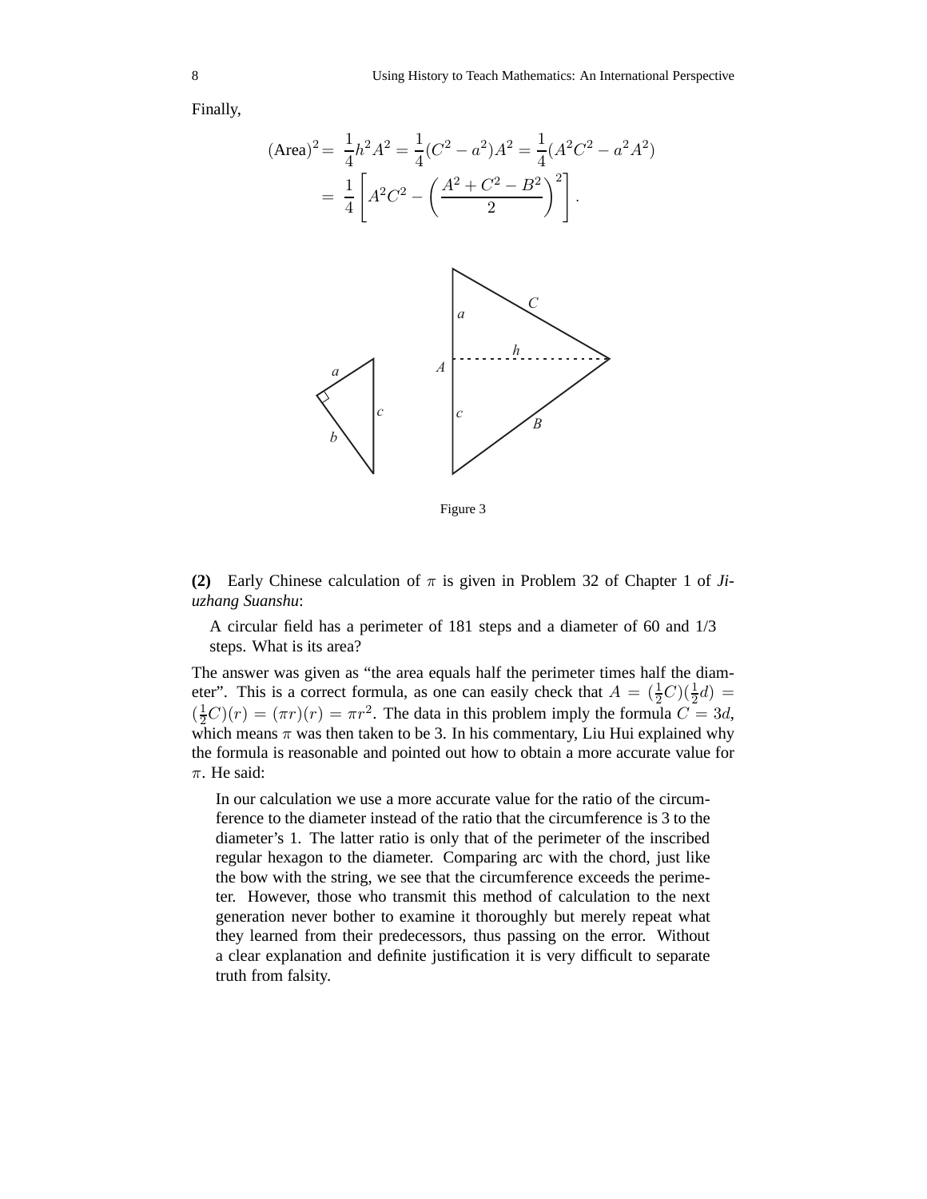Finally,

$$(\text{Area})^2 = \frac{1}{4}h^2A^2 = \frac{1}{4}(C^2 - a^2)A^2 = \frac{1}{4}(A^2C^2 - a^2A^2)$$
$$= \frac{1}{4}\left[A^2C^2 - \left(\frac{A^2 + C^2 - B^2}{2}\right)^2\right].$$

Figure 3

**(2)** Early Chinese calculation of $\pi$ is given in Problem 32 of Chapter 1 of *Jiuzhang Suanshu*:

> A circular field has a perimeter of 181 steps and a diameter of 60 and 1/3 steps. What is its area?

The answer was given as "the area equals half the perimeter times half the diameter". This is a correct formula, as one can easily check that $A = (\frac{1}{2}C)(\frac{1}{2}d) = (\frac{1}{2}C)(r) = (\pi r)(r) = \pi r^2$. The data in this problem imply the formula $C = 3d$, which means $\pi$ was then taken to be 3. In his commentary, Liu Hui explained why the formula is reasonable and pointed out how to obtain a more accurate value for $\pi$. He said:

> In our calculation we use a more accurate value for the ratio of the circumference to the diameter instead of the ratio that the circumference is 3 to the diameter's 1. The latter ratio is only that of the perimeter of the inscribed regular hexagon to the diameter. Comparing arc with the chord, just like the bow with the string, we see that the circumference exceeds the perimeter. However, those who transmit this method of calculation to the next generation never bother to examine it thoroughly but merely repeat what they learned from their predecessors, thus passing on the error. Without a clear explanation and definite justification it is very difficult to separate truth from falsity.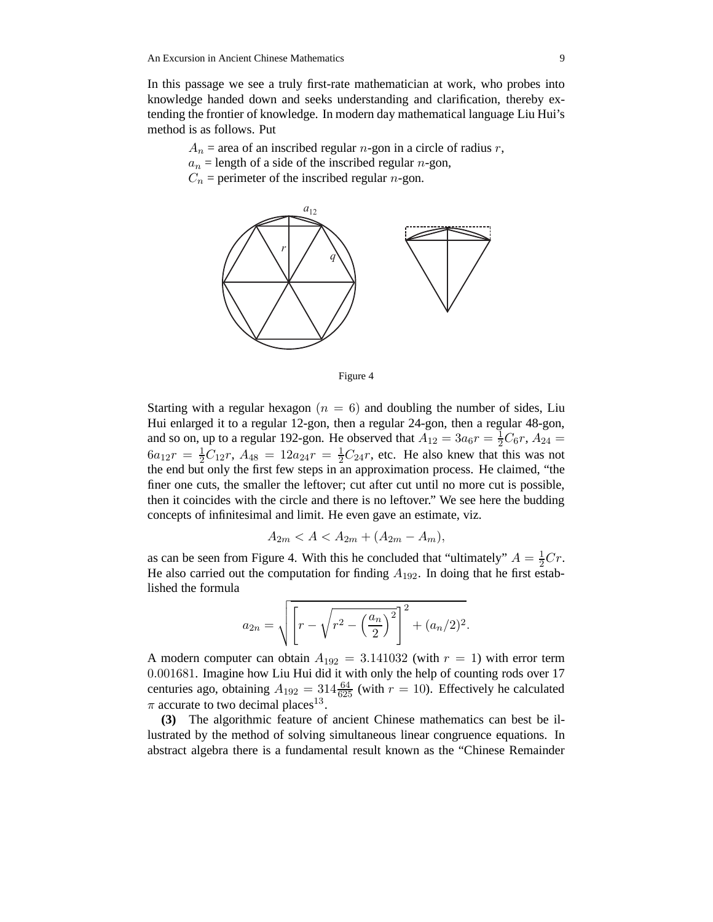In this passage we see a truly first-rate mathematician at work, who probes into knowledge handed down and seeks understanding and clarification, thereby extending the frontier of knowledge. In modern day mathematical language Liu Hui's method is as follows. Put

$A_n$ = area of an inscribed regular $n$-gon in a circle of radius $r$,
$a_n$ = length of a side of the inscribed regular $n$-gon,
$C_n$ = perimeter of the inscribed regular $n$-gon.

Figure 4

Starting with a regular hexagon ($n = 6$) and doubling the number of sides, Liu Hui enlarged it to a regular 12-gon, then a regular 24-gon, then a regular 48-gon, and so on, up to a regular 192-gon. He observed that $A_{12} = 3a_6 r = \frac{1}{2}C_6 r$, $A_{24} = 6a_{12}r = \frac{1}{2}C_{12}r$, $A_{48} = 12a_{24}r = \frac{1}{2}C_{24}r$, etc. He also knew that this was not the end but only the first few steps in an approximation process. He claimed, "the finer one cuts, the smaller the leftover; cut after cut until no more cut is possible, then it coincides with the circle and there is no leftover." We see here the budding concepts of infinitesimal and limit. He even gave an estimate, viz.

$$A_{2m} < A < A_{2m} + (A_{2m} - A_m),$$

as can be seen from Figure 4. With this he concluded that "ultimately" $A = \frac{1}{2}Cr$. He also carried out the computation for finding $A_{192}$. In doing that he first established the formula

$$a_{2n} = \sqrt{\left[r - \sqrt{r^2 - \left(\frac{a_n}{2}\right)^2}\right]^2 + (a_n/2)^2}.$$

A modern computer can obtain $A_{192} = 3.141032$ (with $r = 1$) with error term $0.001681$. Imagine how Liu Hui did it with only the help of counting rods over 17 centuries ago, obtaining $A_{192} = 314\frac{64}{625}$ (with $r = 10$). Effectively he calculated $\pi$ accurate to two decimal places[13].

**(3)** The algorithmic feature of ancient Chinese mathematics can best be illustrated by the method of solving simultaneous linear congruence equations. In abstract algebra there is a fundamental result known as the "Chinese Remainder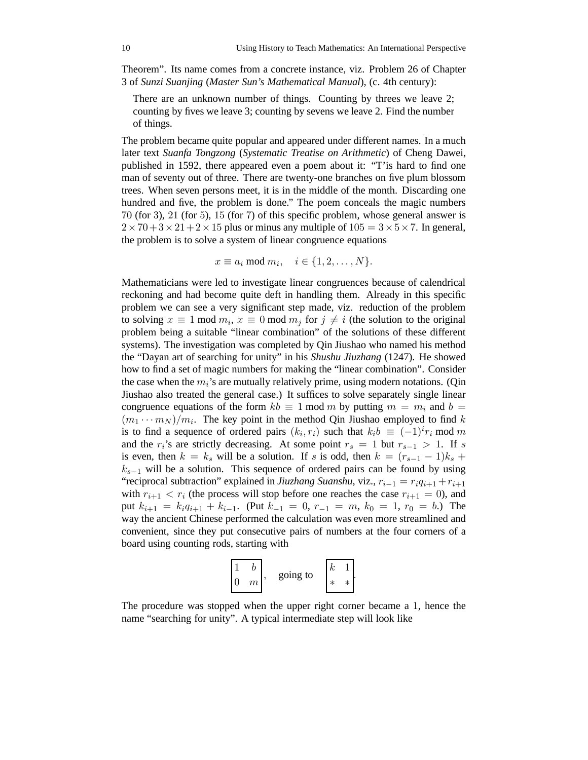Theorem". Its name comes from a concrete instance, viz. Problem 26 of Chapter 3 of *Sunzi Suanjing* (*Master Sun's Mathematical Manual*), (c. 4th century):

> There are an unknown number of things. Counting by threes we leave 2; counting by fives we leave 3; counting by sevens we leave 2. Find the number of things.

The problem became quite popular and appeared under different names. In a much later text *Suanfa Tongzong* (*Systematic Treatise on Arithmetic*) of Cheng Dawei, published in 1592, there appeared even a poem about it: "T'is hard to find one man of seventy out of three. There are twenty-one branches on five plum blossom trees. When seven persons meet, it is in the middle of the month. Discarding one hundred and five, the problem is done." The poem conceals the magic numbers 70 (for 3), 21 (for 5), 15 (for 7) of this specific problem, whose general answer is $2 \times 70 + 3 \times 21 + 2 \times 15$ plus or minus any multiple of $105 = 3 \times 5 \times 7$. In general, the problem is to solve a system of linear congruence equations

$$x \equiv a_i \bmod m_i, \quad i \in \{1, 2, \ldots, N\}.$$

Mathematicians were led to investigate linear congruences because of calendrical reckoning and had become quite deft in handling them. Already in this specific problem we can see a very significant step made, viz. reduction of the problem to solving $x \equiv 1 \bmod m_i$, $x \equiv 0 \bmod m_j$ for $j \neq i$ (the solution to the original problem being a suitable "linear combination" of the solutions of these different systems). The investigation was completed by Qin Jiushao who named his method the "Dayan art of searching for unity" in his *Shushu Jiuzhang* (1247). He showed how to find a set of magic numbers for making the "linear combination". Consider the case when the $m_i$'s are mutually relatively prime, using modern notations. (Qin Jiushao also treated the general case.) It suffices to solve separately single linear congruence equations of the form $kb \equiv 1 \bmod m$ by putting $m = m_i$ and $b = (m_1 \cdots m_N)/m_i$. The key point in the method Qin Jiushao employed to find $k$ is to find a sequence of ordered pairs $(k_i, r_i)$ such that $k_i b \equiv (-1)^i r_i \bmod m$ and the $r_i$'s are strictly decreasing. At some point $r_s = 1$ but $r_{s-1} > 1$. If $s$ is even, then $k = k_s$ will be a solution. If $s$ is odd, then $k = (r_{s-1} - 1)k_s + k_{s-1}$ will be a solution. This sequence of ordered pairs can be found by using "reciprocal subtraction" explained in *Jiuzhang Suanshu*, viz., $r_{i-1} = r_i q_{i+1} + r_{i+1}$ with $r_{i+1} < r_i$ (the process will stop before one reaches the case $r_{i+1} = 0$), and put $k_{i+1} = k_i q_{i+1} + k_{i-1}$. (Put $k_{-1} = 0$, $r_{-1} = m$, $k_0 = 1$, $r_0 = b$.) The way the ancient Chinese performed the calculation was even more streamlined and convenient, since they put consecutive pairs of numbers at the four corners of a board using counting rods, starting with

$$\begin{array}{|cc|} 1 & b \\ 0 & m \end{array}, \quad \text{going to} \quad \begin{array}{|cc|} k & 1 \\ * & * \end{array}.$$

The procedure was stopped when the upper right corner became a 1, hence the name "searching for unity". A typical intermediate step will look like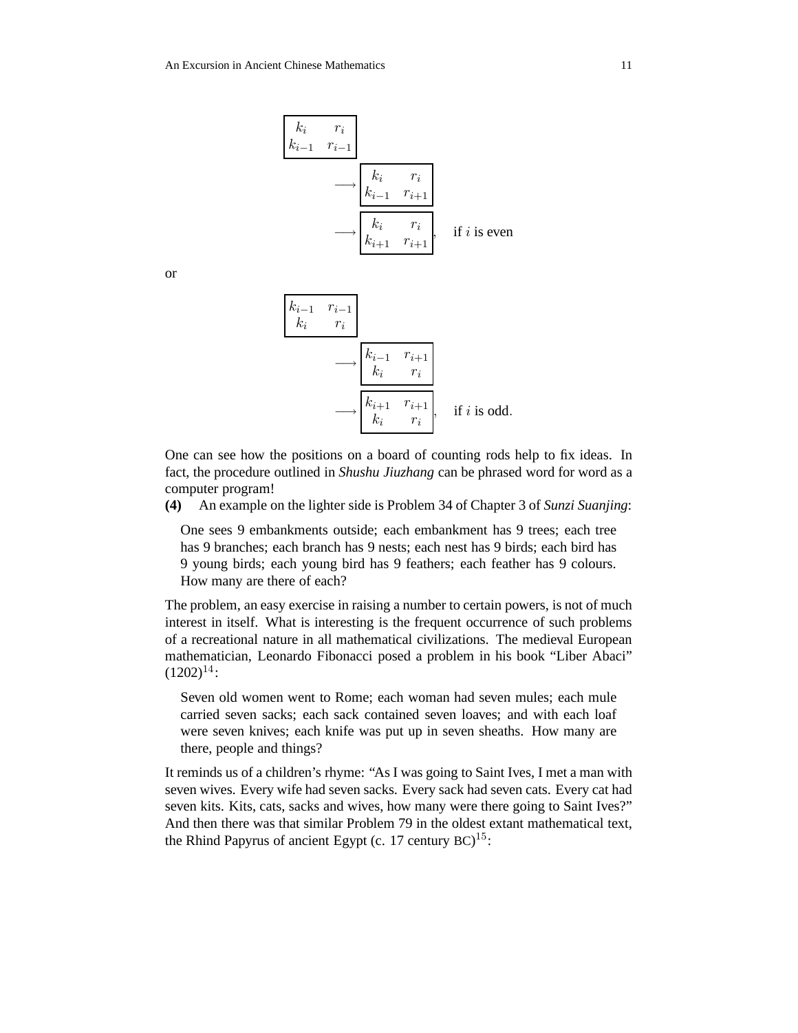$$
\boxed{\begin{array}{cc} k_i & r_i \\ k_{i-1} & r_{i-1} \end{array}}
\longrightarrow \boxed{\begin{array}{cc} k_i & r_i \\ k_{i-1} & r_{i+1} \end{array}}
\longrightarrow \boxed{\begin{array}{cc} k_i & r_i \\ k_{i+1} & r_{i+1} \end{array}}, \quad \text{if } i \text{ is even}
$$

or

$$
\boxed{\begin{array}{cc} k_{i-1} & r_{i-1} \\ k_i & r_i \end{array}}
\longrightarrow \boxed{\begin{array}{cc} k_{i-1} & r_{i+1} \\ k_i & r_i \end{array}}
\longrightarrow \boxed{\begin{array}{cc} k_{i+1} & r_{i+1} \\ k_i & r_i \end{array}}, \quad \text{if } i \text{ is odd.}
$$

One can see how the positions on a board of counting rods help to fix ideas. In fact, the procedure outlined in *Shushu Jiuzhang* can be phrased word for word as a computer program!

**(4)** An example on the lighter side is Problem 34 of Chapter 3 of *Sunzi Suanjing*:

> One sees 9 embankments outside; each embankment has 9 trees; each tree has 9 branches; each branch has 9 nests; each nest has 9 birds; each bird has 9 young birds; each young bird has 9 feathers; each feather has 9 colours. How many are there of each?

The problem, an easy exercise in raising a number to certain powers, is not of much interest in itself. What is interesting is the frequent occurrence of such problems of a recreational nature in all mathematical civilizations. The medieval European mathematician, Leonardo Fibonacci posed a problem in his book "Liber Abaci" (1202)[14]:

> Seven old women went to Rome; each woman had seven mules; each mule carried seven sacks; each sack contained seven loaves; and with each loaf were seven knives; each knife was put up in seven sheaths. How many are there, people and things?

It reminds us of a children's rhyme: "As I was going to Saint Ives, I met a man with seven wives. Every wife had seven sacks. Every sack had seven cats. Every cat had seven kits. Kits, cats, sacks and wives, how many were there going to Saint Ives?" And then there was that similar Problem 79 in the oldest extant mathematical text, the Rhind Papyrus of ancient Egypt (c. 17 century BC)[15]: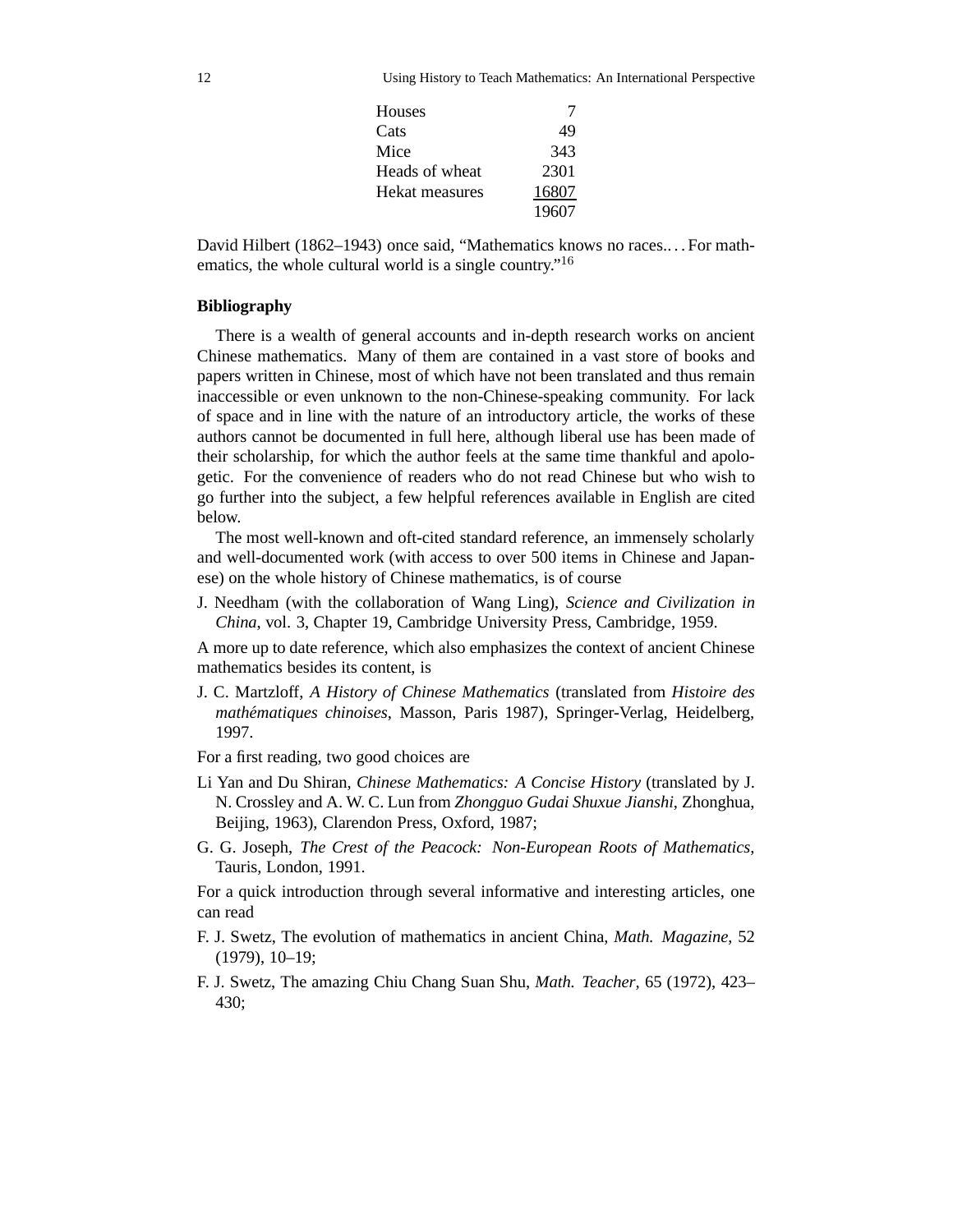| | |
|---|---|
| Houses | 7 |
| Cats | 49 |
| Mice | 343 |
| Heads of wheat | 2301 |
| Hekat measures | 16807 |
| | 19607 |

David Hilbert (1862–1943) once said, "Mathematics knows no races.. . . For mathematics, the whole cultural world is a single country."[16]

**Bibliography**

There is a wealth of general accounts and in-depth research works on ancient Chinese mathematics. Many of them are contained in a vast store of books and papers written in Chinese, most of which have not been translated and thus remain inaccessible or even unknown to the non-Chinese-speaking community. For lack of space and in line with the nature of an introductory article, the works of these authors cannot be documented in full here, although liberal use has been made of their scholarship, for which the author feels at the same time thankful and apologetic. For the convenience of readers who do not read Chinese but who wish to go further into the subject, a few helpful references available in English are cited below.

The most well-known and oft-cited standard reference, an immensely scholarly and well-documented work (with access to over 500 items in Chinese and Japanese) on the whole history of Chinese mathematics, is of course

J. Needham (with the collaboration of Wang Ling), *Science and Civilization in China*, vol. 3, Chapter 19, Cambridge University Press, Cambridge, 1959.

A more up to date reference, which also emphasizes the context of ancient Chinese mathematics besides its content, is

J. C. Martzloff, *A History of Chinese Mathematics* (translated from *Histoire des mathématiques chinoises*, Masson, Paris 1987), Springer-Verlag, Heidelberg, 1997.

For a first reading, two good choices are

Li Yan and Du Shiran, *Chinese Mathematics: A Concise History* (translated by J. N. Crossley and A. W. C. Lun from *Zhongguo Gudai Shuxue Jianshi*, Zhonghua, Beijing, 1963), Clarendon Press, Oxford, 1987;

G. G. Joseph, *The Crest of the Peacock: Non-European Roots of Mathematics*, Tauris, London, 1991.

For a quick introduction through several informative and interesting articles, one can read

F. J. Swetz, The evolution of mathematics in ancient China, *Math. Magazine*, 52 (1979), 10–19;

F. J. Swetz, The amazing Chiu Chang Suan Shu, *Math. Teacher*, 65 (1972), 423–430;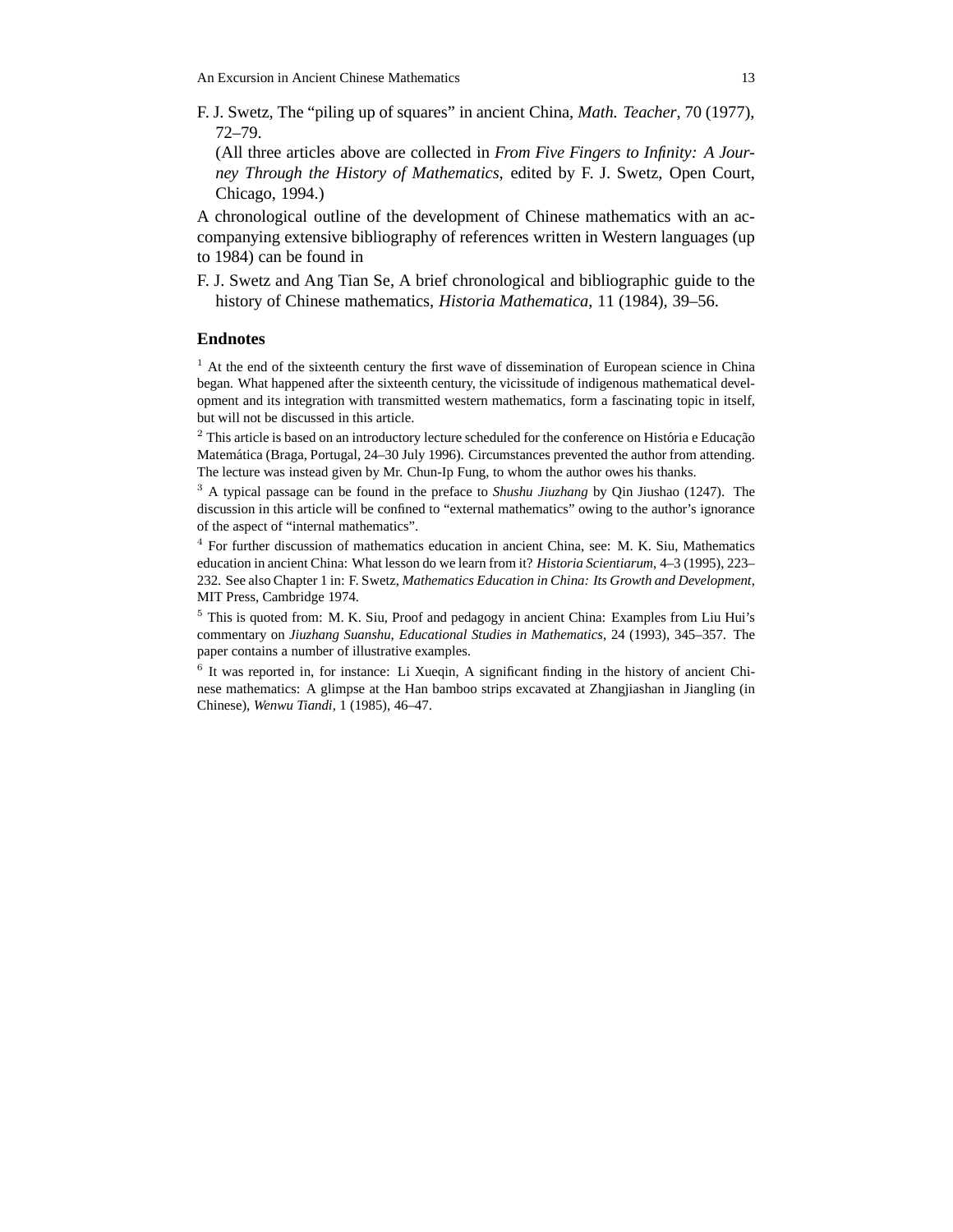F. J. Swetz, The “piling up of squares” in ancient China, *Math. Teacher*, 70 (1977), 72–79.

(All three articles above are collected in *From Five Fingers to Infinity: A Journey Through the History of Mathematics*, edited by F. J. Swetz, Open Court, Chicago, 1994.)

A chronological outline of the development of Chinese mathematics with an accompanying extensive bibliography of references written in Western languages (up to 1984) can be found in

F. J. Swetz and Ang Tian Se, A brief chronological and bibliographic guide to the history of Chinese mathematics, *Historia Mathematica*, 11 (1984), 39–56.

## Endnotes

[1] At the end of the sixteenth century the first wave of dissemination of European science in China began. What happened after the sixteenth century, the vicissitude of indigenous mathematical development and its integration with transmitted western mathematics, form a fascinating topic in itself, but will not be discussed in this article.

[2] This article is based on an introductory lecture scheduled for the conference on História e Educação Matemática (Braga, Portugal, 24–30 July 1996). Circumstances prevented the author from attending. The lecture was instead given by Mr. Chun-Ip Fung, to whom the author owes his thanks.

[3] A typical passage can be found in the preface to *Shushu Jiuzhang* by Qin Jiushao (1247). The discussion in this article will be confined to “external mathematics” owing to the author’s ignorance of the aspect of “internal mathematics”.

[4] For further discussion of mathematics education in ancient China, see: M. K. Siu, Mathematics education in ancient China: What lesson do we learn from it? *Historia Scientiarum*, 4–3 (1995), 223–232. See also Chapter 1 in: F. Swetz, *Mathematics Education in China: Its Growth and Development*, MIT Press, Cambridge 1974.

[5] This is quoted from: M. K. Siu, Proof and pedagogy in ancient China: Examples from Liu Hui’s commentary on *Jiuzhang Suanshu*, *Educational Studies in Mathematics*, 24 (1993), 345–357. The paper contains a number of illustrative examples.

[6] It was reported in, for instance: Li Xueqin, A significant finding in the history of ancient Chinese mathematics: A glimpse at the Han bamboo strips excavated at Zhangjiashan in Jiangling (in Chinese), *Wenwu Tiandi*, 1 (1985), 46–47.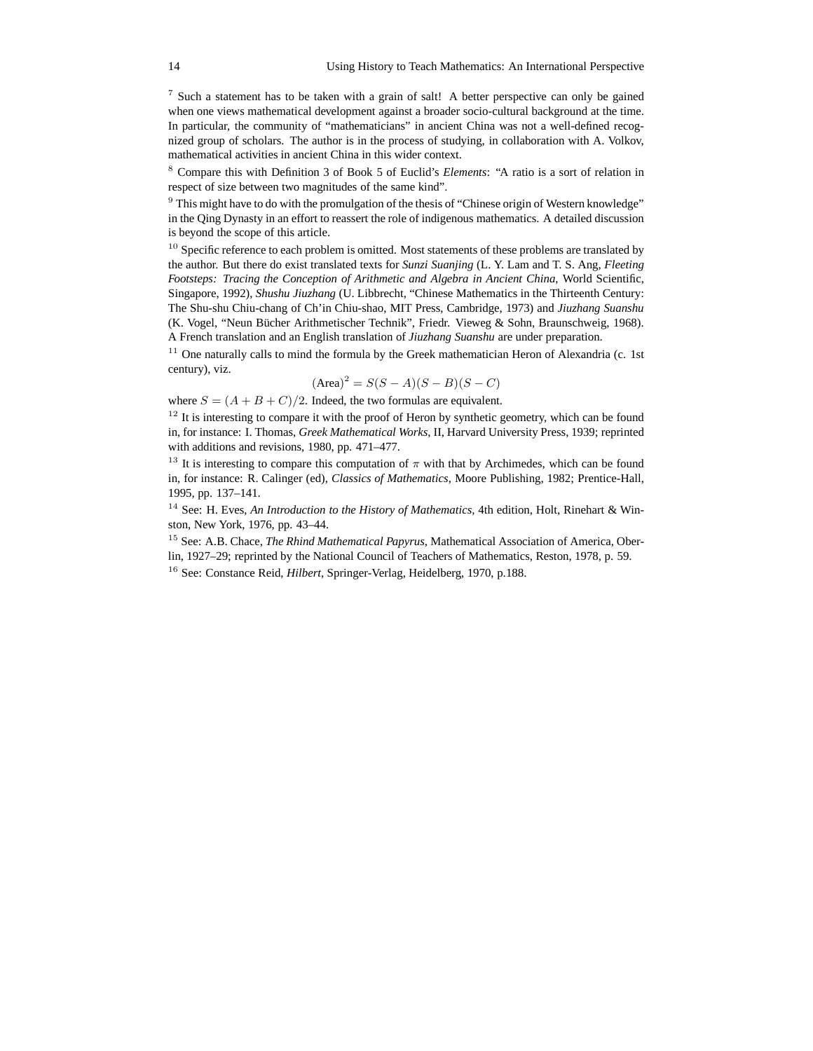[7] Such a statement has to be taken with a grain of salt! A better perspective can only be gained when one views mathematical development against a broader socio-cultural background at the time. In particular, the community of "mathematicians" in ancient China was not a well-defined recognized group of scholars. The author is in the process of studying, in collaboration with A. Volkov, mathematical activities in ancient China in this wider context.

[8] Compare this with Definition 3 of Book 5 of Euclid's *Elements*: "A ratio is a sort of relation in respect of size between two magnitudes of the same kind".

[9] This might have to do with the promulgation of the thesis of "Chinese origin of Western knowledge" in the Qing Dynasty in an effort to reassert the role of indigenous mathematics. A detailed discussion is beyond the scope of this article.

[10] Specific reference to each problem is omitted. Most statements of these problems are translated by the author. But there do exist translated texts for *Sunzi Suanjing* (L. Y. Lam and T. S. Ang, *Fleeting Footsteps: Tracing the Conception of Arithmetic and Algebra in Ancient China*, World Scientific, Singapore, 1992), *Shushu Jiuzhang* (U. Libbrecht, "Chinese Mathematics in the Thirteenth Century: The Shu-shu Chiu-chang of Ch'in Chiu-shao, MIT Press, Cambridge, 1973) and *Jiuzhang Suanshu* (K. Vogel, "Neun Bücher Arithmetischer Technik", Friedr. Vieweg & Sohn, Braunschweig, 1968). A French translation and an English translation of *Jiuzhang Suanshu* are under preparation.

[11] One naturally calls to mind the formula by the Greek mathematician Heron of Alexandria (c. 1st century), viz.

$$(\text{Area})^2 = S(S-A)(S-B)(S-C)$$

where $S = (A+B+C)/2$. Indeed, the two formulas are equivalent.

[12] It is interesting to compare it with the proof of Heron by synthetic geometry, which can be found in, for instance: I. Thomas, *Greek Mathematical Works*, II, Harvard University Press, 1939; reprinted with additions and revisions, 1980, pp. 471–477.

[13] It is interesting to compare this computation of $\pi$ with that by Archimedes, which can be found in, for instance: R. Calinger (ed), *Classics of Mathematics*, Moore Publishing, 1982; Prentice-Hall, 1995, pp. 137–141.

[14] See: H. Eves, *An Introduction to the History of Mathematics*, 4th edition, Holt, Rinehart & Winston, New York, 1976, pp. 43–44.

[15] See: A.B. Chace, *The Rhind Mathematical Papyrus*, Mathematical Association of America, Oberlin, 1927–29; reprinted by the National Council of Teachers of Mathematics, Reston, 1978, p. 59.

[16] See: Constance Reid, *Hilbert*, Springer-Verlag, Heidelberg, 1970, p.188.